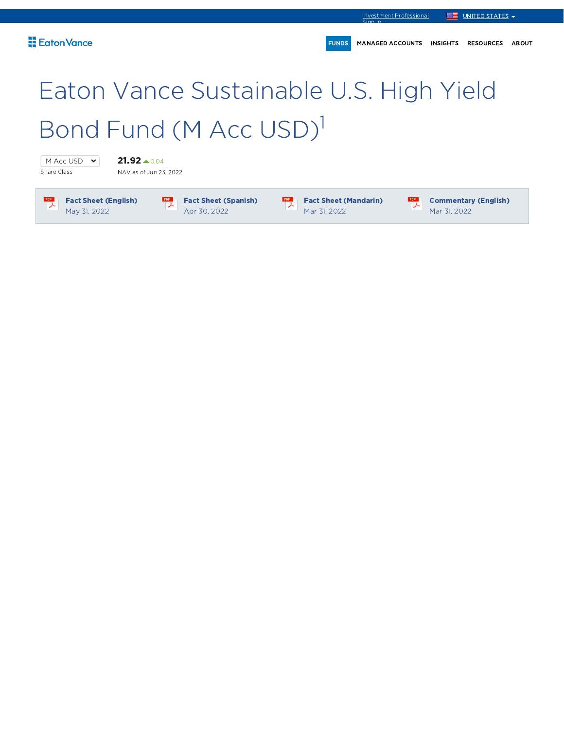Investment Professional Sign In | UNITED STATES

Eaton Vance

FUNDS | MANAGED ACCOUNTS | INSIGHTS | RESOURCES | ABOUT

# Eaton Vance Sustainable U.S. High Yield Bond Fund (M Acc USD)[1]

M Acc USD
Share Class

**21.92** 0.04
NAV as of Jun 23, 2022

| | | | |
|---|---|---|---|
| **Fact Sheet (English)** May 31, 2022 | **Fact Sheet (Spanish)** Apr 30, 2022 | **Fact Sheet (Mandarin)** Mar 31, 2022 | **Commentary (English)** Mar 31, 2022 |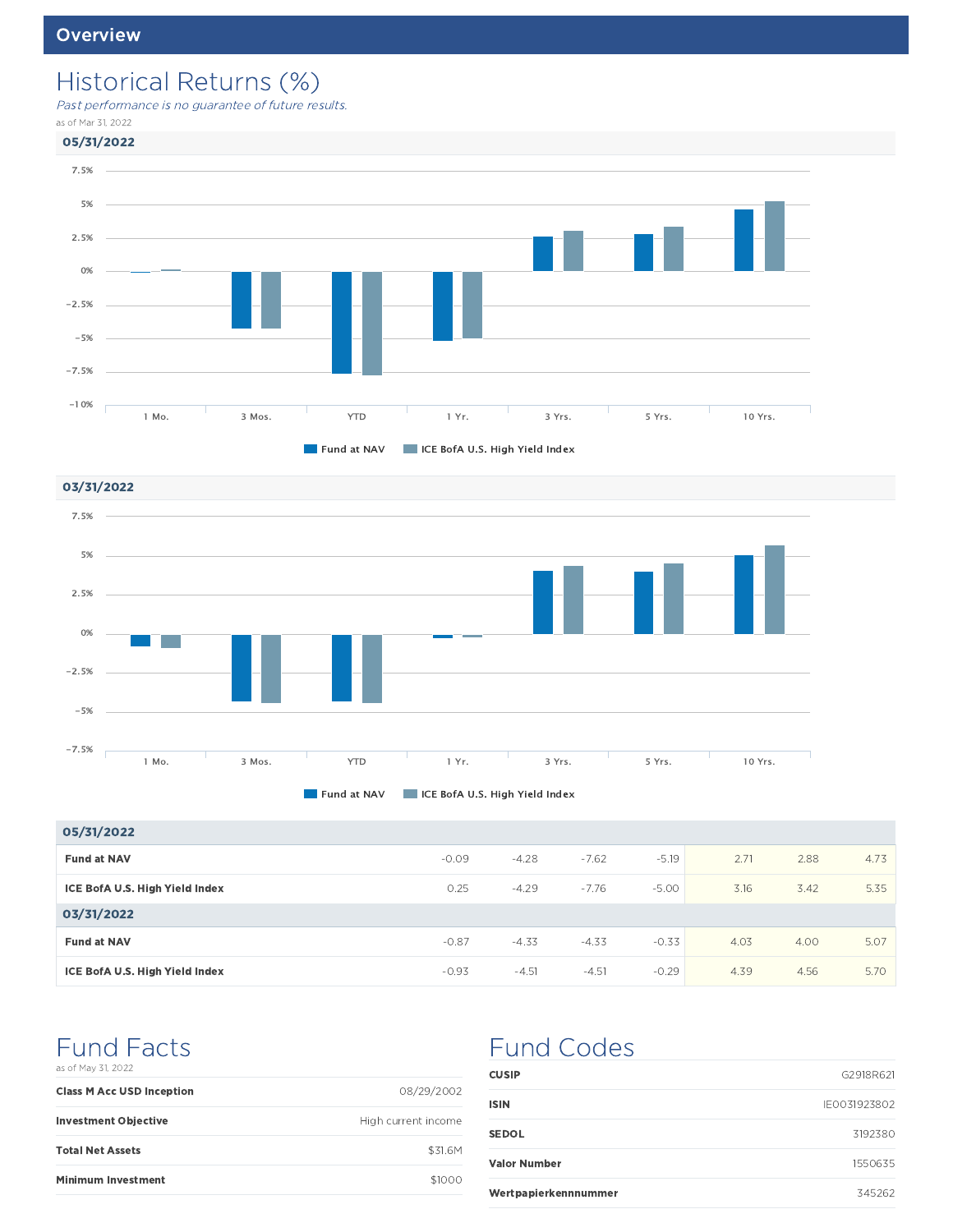## Overview

# Historical Returns (%)

*Past performance is no guarantee of future results.*

as of Mar 31, 2022

### 05/31/2022

| | 1 Mo. | 3 Mos. | YTD | 1 Yr. | 3 Yrs. | 5 Yrs. | 10 Yrs. |
|---|---|---|---|---|---|---|---|
| Fund at NAV | -0.09 | -4.28 | -7.62 | -5.19 | 2.71 | 2.88 | 4.73 |
| ICE BofA U.S. High Yield Index | 0.25 | -4.29 | -7.76 | -5.00 | 3.16 | 3.42 | 5.35 |

### 03/31/2022

| | 1 Mo. | 3 Mos. | YTD | 1 Yr. | 3 Yrs. | 5 Yrs. | 10 Yrs. |
|---|---|---|---|---|---|---|---|
| Fund at NAV | -0.87 | -4.33 | -4.33 | -0.33 | 4.03 | 4.00 | 5.07 |
| ICE BofA U.S. High Yield Index | -0.93 | -4.51 | -4.51 | -0.29 | 4.39 | 4.56 | 5.70 |

# Fund Facts

as of May 31, 2022

| | |
|---|---|
| **Class M Acc USD Inception** | 08/29/2002 |
| **Investment Objective** | High current income |
| **Total Net Assets** | $31.6M |
| **Minimum Investment** | $1000 |

# Fund Codes

| | |
|---|---|
| **CUSIP** | G2918R621 |
| **ISIN** | IE0031923802 |
| **SEDOL** | 3192380 |
| **Valor Number** | 1550635 |
| **Wertpapierkennnummer** | 345262 |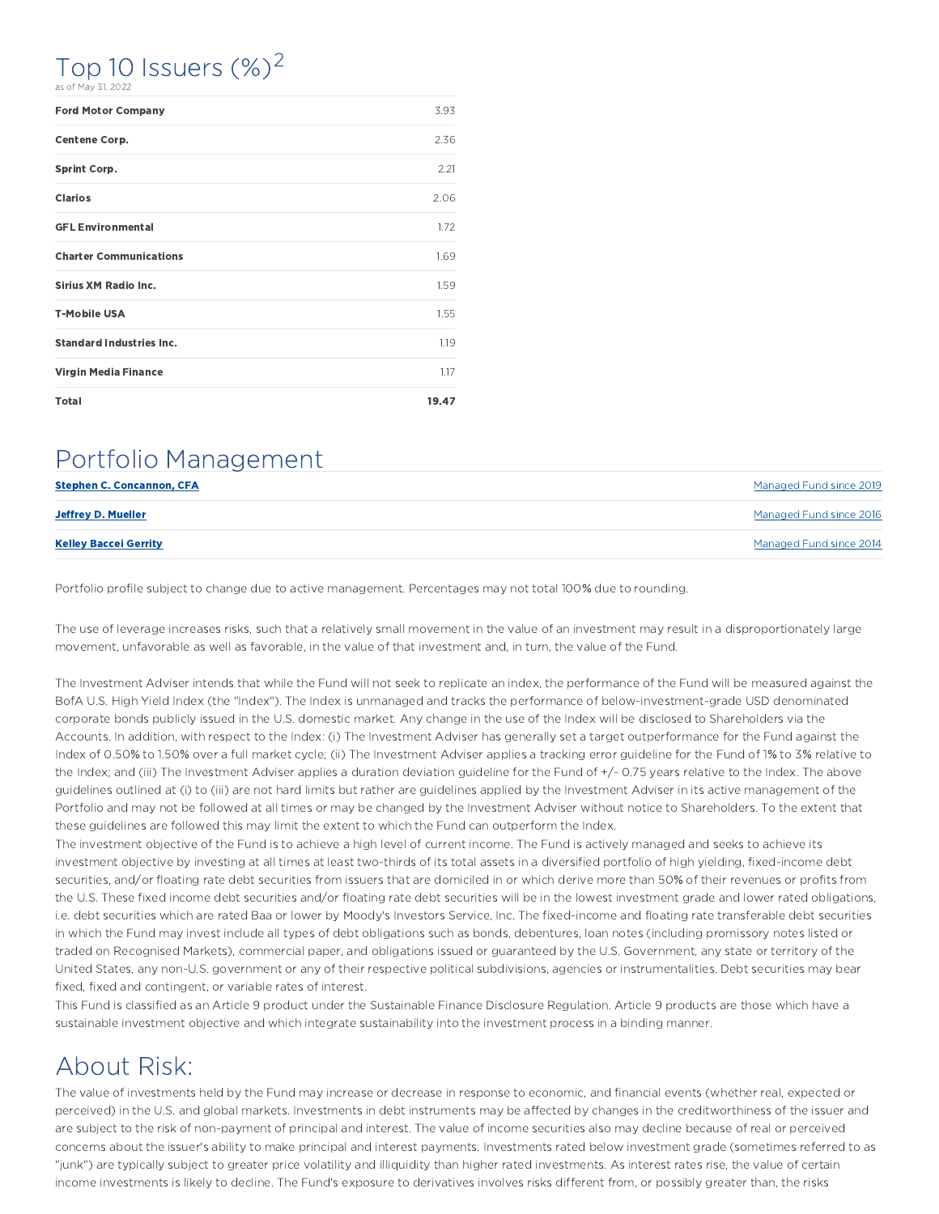## Top 10 Issuers (%)[2]

as of May 31, 2022

| | |
|---|---|
| **Ford Motor Company** | 3.93 |
| **Centene Corp.** | 2.36 |
| **Sprint Corp.** | 2.21 |
| **Clarios** | 2.06 |
| **GFL Environmental** | 1.72 |
| **Charter Communications** | 1.69 |
| **Sirius XM Radio Inc.** | 1.59 |
| **T-Mobile USA** | 1.55 |
| **Standard Industries Inc.** | 1.19 |
| **Virgin Media Finance** | 1.17 |
| **Total** | **19.47** |

## Portfolio Management

| | |
|---|---|
| **Stephen C. Concannon, CFA** | Managed Fund since 2019 |
| **Jeffrey D. Mueller** | Managed Fund since 2016 |
| **Kelley Baccei Gerrity** | Managed Fund since 2014 |

Portfolio profile subject to change due to active management. Percentages may not total 100% due to rounding.

The use of leverage increases risks, such that a relatively small movement in the value of an investment may result in a disproportionately large movement, unfavorable as well as favorable, in the value of that investment and, in turn, the value of the Fund.

The Investment Adviser intends that while the Fund will not seek to replicate an index, the performance of the Fund will be measured against the BofA U.S. High Yield Index (the "Index"). The Index is unmanaged and tracks the performance of below-investment-grade USD denominated corporate bonds publicly issued in the U.S. domestic market. Any change in the use of the Index will be disclosed to Shareholders via the Accounts. In addition, with respect to the Index: (i) The Investment Adviser has generally set a target outperformance for the Fund against the Index of 0.50% to 1.50% over a full market cycle; (ii) The Investment Adviser applies a tracking error guideline for the Fund of 1% to 3% relative to the Index; and (iii) The Investment Adviser applies a duration deviation guideline for the Fund of +/- 0.75 years relative to the Index. The above guidelines outlined at (i) to (iii) are not hard limits but rather are guidelines applied by the Investment Adviser in its active management of the Portfolio and may not be followed at all times or may be changed by the Investment Adviser without notice to Shareholders. To the extent that these guidelines are followed this may limit the extent to which the Fund can outperform the Index.

The investment objective of the Fund is to achieve a high level of current income. The Fund is actively managed and seeks to achieve its investment objective by investing at all times at least two-thirds of its total assets in a diversified portfolio of high yielding, fixed-income debt securities, and/or floating rate debt securities from issuers that are domiciled in or which derive more than 50% of their revenues or profits from the U.S. These fixed income debt securities and/or floating rate debt securities will be in the lowest investment grade and lower rated obligations, i.e. debt securities which are rated Baa or lower by Moody's Investors Service, Inc. The fixed-income and floating rate transferable debt securities in which the Fund may invest include all types of debt obligations such as bonds, debentures, loan notes (including promissory notes listed or traded on Recognised Markets), commercial paper, and obligations issued or guaranteed by the U.S. Government, any state or territory of the United States, any non-U.S. government or any of their respective political subdivisions, agencies or instrumentalities. Debt securities may bear fixed, fixed and contingent, or variable rates of interest.

This Fund is classified as an Article 9 product under the Sustainable Finance Disclosure Regulation. Article 9 products are those which have a sustainable investment objective and which integrate sustainability into the investment process in a binding manner.

## About Risk:

The value of investments held by the Fund may increase or decrease in response to economic, and financial events (whether real, expected or perceived) in the U.S. and global markets. Investments in debt instruments may be affected by changes in the creditworthiness of the issuer and are subject to the risk of non-payment of principal and interest. The value of income securities also may decline because of real or perceived concerns about the issuer's ability to make principal and interest payments. Investments rated below investment grade (sometimes referred to as "junk") are typically subject to greater price volatility and illiquidity than higher rated investments. As interest rates rise, the value of certain income investments is likely to decline. The Fund's exposure to derivatives involves risks different from, or possibly greater than, the risks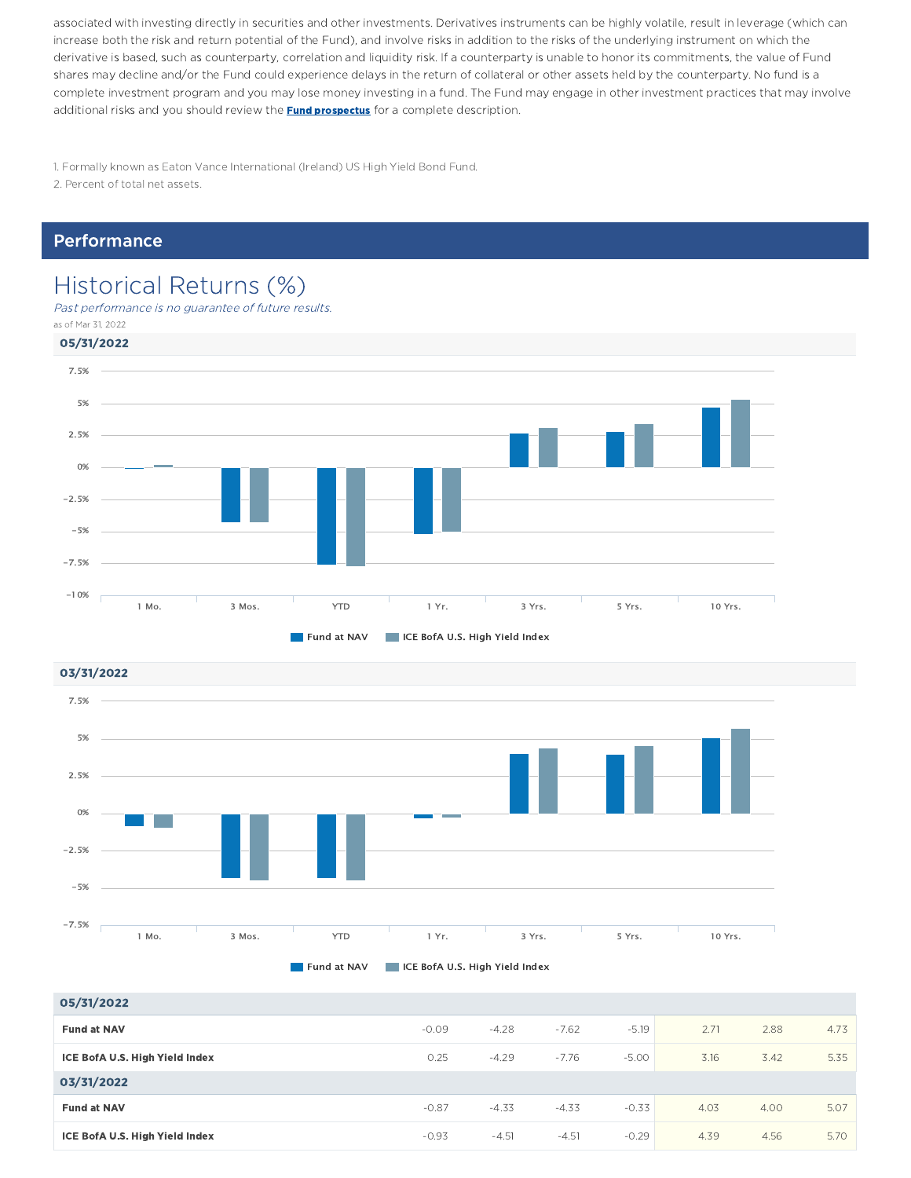associated with investing directly in securities and other investments. Derivatives instruments can be highly volatile, result in leverage (which can increase both the risk and return potential of the Fund), and involve risks in addition to the risks of the underlying instrument on which the derivative is based, such as counterparty, correlation and liquidity risk. If a counterparty is unable to honor its commitments, the value of Fund shares may decline and/or the Fund could experience delays in the return of collateral or other assets held by the counterparty. No fund is a complete investment program and you may lose money investing in a fund. The Fund may engage in other investment practices that may involve additional risks and you should review the **Fund prospectus** for a complete description.

1. Formally known as Eaton Vance International (Ireland) US High Yield Bond Fund.
2. Percent of total net assets.

## Performance

# Historical Returns (%)

*Past performance is no guarantee of future results.*

as of Mar 31, 2022

**05/31/2022**

**03/31/2022**

| | 1 Mo. | 3 Mos. | YTD | 1 Yr. | 3 Yrs. | 5 Yrs. | 10 Yrs. |
|---|---|---|---|---|---|---|---|
| **05/31/2022** | | | | | | | |
| **Fund at NAV** | -0.09 | -4.28 | -7.62 | -5.19 | 2.71 | 2.88 | 4.73 |
| **ICE BofA U.S. High Yield Index** | 0.25 | -4.29 | -7.76 | -5.00 | 3.16 | 3.42 | 5.35 |
| **03/31/2022** | | | | | | | |
| **Fund at NAV** | -0.87 | -4.33 | -4.33 | -0.33 | 4.03 | 4.00 | 5.07 |
| **ICE BofA U.S. High Yield Index** | -0.93 | -4.51 | -4.51 | -0.29 | 4.39 | 4.56 | 5.70 |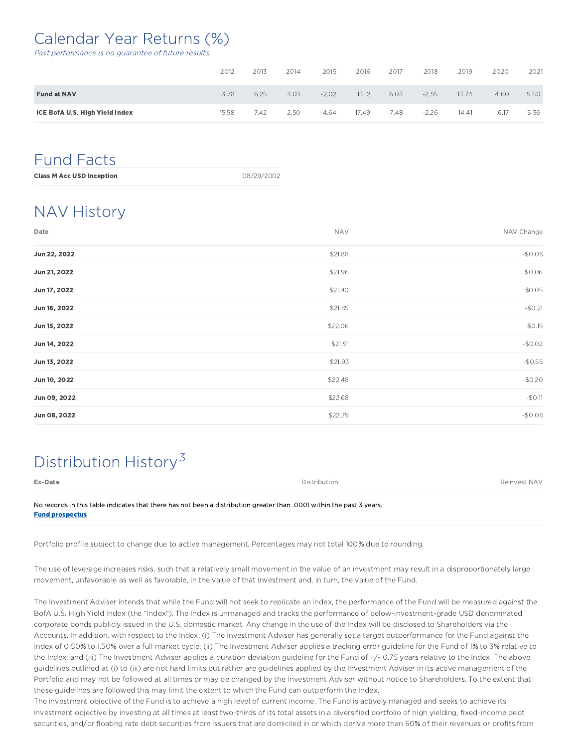# Calendar Year Returns (%)

*Past performance is no guarantee of future results.*

| | 2012 | 2013 | 2014 | 2015 | 2016 | 2017 | 2018 | 2019 | 2020 | 2021 |
|---|---|---|---|---|---|---|---|---|---|---|
| **Fund at NAV** | 13.78 | 6.25 | 3.03 | -2.02 | 13.12 | 6.03 | -2.55 | 13.74 | 4.60 | 5.50 |
| **ICE BofA U.S. High Yield Index** | 15.58 | 7.42 | 2.50 | -4.64 | 17.49 | 7.48 | -2.26 | 14.41 | 6.17 | 5.36 |

# Fund Facts

| | |
|---|---|
| **Class M Acc USD Inception** | 08/29/2002 |

# NAV History

| Date | NAV | NAV Change |
|---|---|---|
| **Jun 22, 2022** | $21.88 | -$0.08 |
| **Jun 21, 2022** | $21.96 | $0.06 |
| **Jun 17, 2022** | $21.90 | $0.05 |
| **Jun 16, 2022** | $21.85 | -$0.21 |
| **Jun 15, 2022** | $22.06 | $0.15 |
| **Jun 14, 2022** | $21.91 | -$0.02 |
| **Jun 13, 2022** | $21.93 | -$0.55 |
| **Jun 10, 2022** | $22.48 | -$0.20 |
| **Jun 09, 2022** | $22.68 | -$0.11 |
| **Jun 08, 2022** | $22.79 | -$0.08 |

# Distribution History[3]

| Ex-Date | Distribution | Reinvest NAV |
|---|---|---|

No records in this table indicates that there has not been a distribution greater than .0001 within the past 3 years.

**Fund prospectus**

Portfolio profile subject to change due to active management. Percentages may not total 100% due to rounding.

The use of leverage increases risks, such that a relatively small movement in the value of an investment may result in a disproportionately large movement, unfavorable as well as favorable, in the value of that investment and, in turn, the value of the Fund.

The Investment Adviser intends that while the Fund will not seek to replicate an index, the performance of the Fund will be measured against the BofA U.S. High Yield Index (the "Index"). The Index is unmanaged and tracks the performance of below-investment-grade USD denominated corporate bonds publicly issued in the U.S. domestic market. Any change in the use of the Index will be disclosed to Shareholders via the Accounts. In addition, with respect to the Index: (i) The Investment Adviser has generally set a target outperformance for the Fund against the Index of 0.50% to 1.50% over a full market cycle; (ii) The Investment Adviser applies a tracking error guideline for the Fund of 1% to 3% relative to the Index; and (iii) The Investment Adviser applies a duration deviation guideline for the Fund of +/- 0.75 years relative to the Index. The above guidelines outlined at (i) to (iii) are not hard limits but rather are guidelines applied by the Investment Adviser in its active management of the Portfolio and may not be followed at all times or may be changed by the Investment Adviser without notice to Shareholders. To the extent that these guidelines are followed this may limit the extent to which the Fund can outperform the Index.

The investment objective of the Fund is to achieve a high level of current income. The Fund is actively managed and seeks to achieve its investment objective by investing at all times at least two-thirds of its total assets in a diversified portfolio of high yielding, fixed-income debt securities, and/or floating rate debt securities from issuers that are domiciled in or which derive more than 50% of their revenues or profits from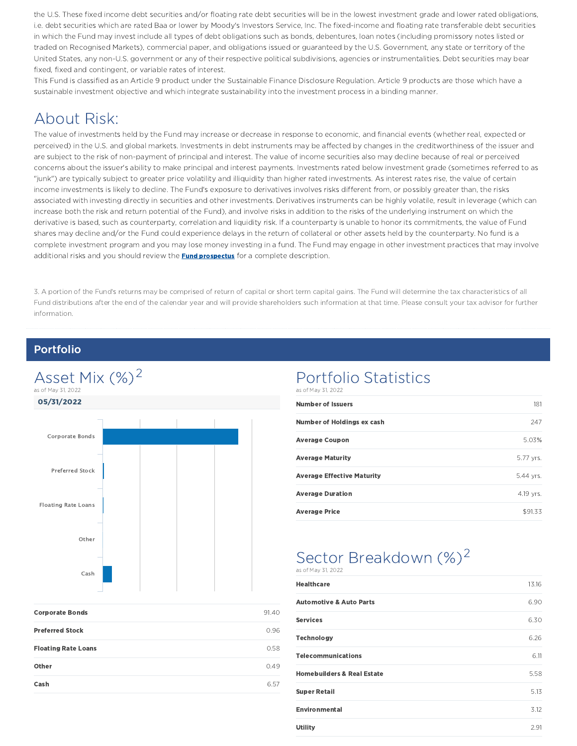the U.S. These fixed income debt securities and/or floating rate debt securities will be in the lowest investment grade and lower rated obligations, i.e. debt securities which are rated Baa or lower by Moody's Investors Service, Inc. The fixed-income and floating rate transferable debt securities in which the Fund may invest include all types of debt obligations such as bonds, debentures, loan notes (including promissory notes listed or traded on Recognised Markets), commercial paper, and obligations issued or guaranteed by the U.S. Government, any state or territory of the United States, any non-U.S. government or any of their respective political subdivisions, agencies or instrumentalities. Debt securities may bear fixed, fixed and contingent, or variable rates of interest.

This Fund is classified as an Article 9 product under the Sustainable Finance Disclosure Regulation. Article 9 products are those which have a sustainable investment objective and which integrate sustainability into the investment process in a binding manner.

# About Risk:

The value of investments held by the Fund may increase or decrease in response to economic, and financial events (whether real, expected or perceived) in the U.S. and global markets. Investments in debt instruments may be affected by changes in the creditworthiness of the issuer and are subject to the risk of non-payment of principal and interest. The value of income securities also may decline because of real or perceived concerns about the issuer's ability to make principal and interest payments. Investments rated below investment grade (sometimes referred to as "junk") are typically subject to greater price volatility and illiquidity than higher rated investments. As interest rates rise, the value of certain income investments is likely to decline. The Fund's exposure to derivatives involves risks different from, or possibly greater than, the risks associated with investing directly in securities and other investments. Derivatives instruments can be highly volatile, result in leverage (which can increase both the risk and return potential of the Fund), and involve risks in addition to the risks of the underlying instrument on which the derivative is based, such as counterparty, correlation and liquidity risk. If a counterparty is unable to honor its commitments, the value of Fund shares may decline and/or the Fund could experience delays in the return of collateral or other assets held by the counterparty. No fund is a complete investment program and you may lose money investing in a fund. The Fund may engage in other investment practices that may involve additional risks and you should review the **Fund prospectus** for a complete description.

3. A portion of the Fund's returns may be comprised of return of capital or short term capital gains. The Fund will determine the tax characteristics of all Fund distributions after the end of the calendar year and will provide shareholders such information at that time. Please consult your tax advisor for further information.

## Portfolio

### Asset Mix (%)[2]

as of May 31, 2022

**05/31/2022**

| | |
|---|---|
| **Corporate Bonds** | 91.40 |
| **Preferred Stock** | 0.96 |
| **Floating Rate Loans** | 0.58 |
| **Other** | 0.49 |
| **Cash** | 6.57 |

### Portfolio Statistics

as of May 31, 2022

| | |
|---|---|
| **Number of Issuers** | 181 |
| **Number of Holdings ex cash** | 247 |
| **Average Coupon** | 5.03% |
| **Average Maturity** | 5.77 yrs. |
| **Average Effective Maturity** | 5.44 yrs. |
| **Average Duration** | 4.19 yrs. |
| **Average Price** | $91.33 |

### Sector Breakdown (%)[2]

as of May 31, 2022

| | |
|---|---|
| **Healthcare** | 13.16 |
| **Automotive & Auto Parts** | 6.90 |
| **Services** | 6.30 |
| **Technology** | 6.26 |
| **Telecommunications** | 6.11 |
| **Homebuilders & Real Estate** | 5.58 |
| **Super Retail** | 5.13 |
| **Environmental** | 3.12 |
| **Utility** | 2.91 |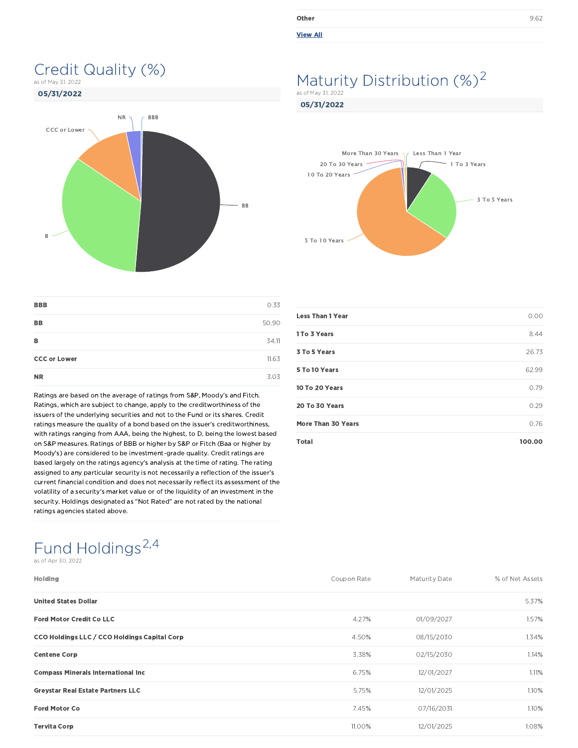| | |
|---|---|
| Other | 9.62 |

View All

## Credit Quality (%)

as of May 31, 2022

**05/31/2022**

| | |
|---|---|
| BBB | 0.33 |
| BB | 50.90 |
| B | 34.11 |
| CCC or Lower | 11.63 |
| NR | 3.03 |

Ratings are based on the average of ratings from S&P, Moody's and Fitch. Ratings, which are subject to change, apply to the creditworthiness of the issuers of the underlying securities and not to the Fund or its shares. Credit ratings measure the quality of a bond based on the issuer's creditworthiness, with ratings ranging from AAA, being the highest, to D, being the lowest based on S&P measures. Ratings of BBB or higher by S&P or Fitch (Baa or higher by Moody's) are considered to be investment-grade quality. Credit ratings are based largely on the ratings agency's analysis at the time of rating. The rating assigned to any particular security is not necessarily a reflection of the issuer's current financial condition and does not necessarily reflect its assessment of the volatility of a security's market value or of the liquidity of an investment in the security. Holdings designated as "Not Rated" are not rated by the national ratings agencies stated above.

## Maturity Distribution (%)[2]

as of May 31, 2022

**05/31/2022**

| | |
|---|---|
| Less Than 1 Year | 0.00 |
| 1 To 3 Years | 8.44 |
| 3 To 5 Years | 26.73 |
| 5 To 10 Years | 62.99 |
| 10 To 20 Years | 0.79 |
| 20 To 30 Years | 0.29 |
| More Than 30 Years | 0.76 |
| **Total** | **100.00** |

## Fund Holdings[2,4]

as of Apr 30, 2022

| Holding | Coupon Rate | Maturity Date | % of Net Assets |
|---|---|---|---|
| United States Dollar | | | 5.37% |
| Ford Motor Credit Co LLC | 4.27% | 01/09/2027 | 1.57% |
| CCO Holdings LLC / CCO Holdings Capital Corp | 4.50% | 08/15/2030 | 1.34% |
| Centene Corp | 3.38% | 02/15/2030 | 1.14% |
| Compass Minerals International Inc | 6.75% | 12/01/2027 | 1.11% |
| Greystar Real Estate Partners LLC | 5.75% | 12/01/2025 | 1.10% |
| Ford Motor Co | 7.45% | 07/16/2031 | 1.10% |
| Tervita Corp | 11.00% | 12/01/2025 | 1.08% |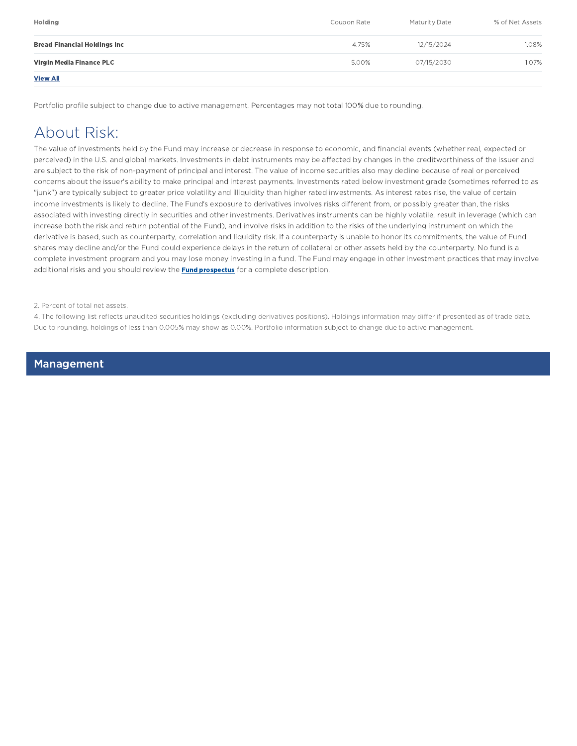| Holding | Coupon Rate | Maturity Date | % of Net Assets |
|---|---|---|---|
| **Bread Financial Holdings Inc** | 4.75% | 12/15/2024 | 1.08% |
| **Virgin Media Finance PLC** | 5.00% | 07/15/2030 | 1.07% |

**View All**

Portfolio profile subject to change due to active management. Percentages may not total 100% due to rounding.

# About Risk:

The value of investments held by the Fund may increase or decrease in response to economic, and financial events (whether real, expected or perceived) in the U.S. and global markets. Investments in debt instruments may be affected by changes in the creditworthiness of the issuer and are subject to the risk of non-payment of principal and interest. The value of income securities also may decline because of real or perceived concerns about the issuer's ability to make principal and interest payments. Investments rated below investment grade (sometimes referred to as "junk") are typically subject to greater price volatility and illiquidity than higher rated investments. As interest rates rise, the value of certain income investments is likely to decline. The Fund's exposure to derivatives involves risks different from, or possibly greater than, the risks associated with investing directly in securities and other investments. Derivatives instruments can be highly volatile, result in leverage (which can increase both the risk and return potential of the Fund), and involve risks in addition to the risks of the underlying instrument on which the derivative is based, such as counterparty, correlation and liquidity risk. If a counterparty is unable to honor its commitments, the value of Fund shares may decline and/or the Fund could experience delays in the return of collateral or other assets held by the counterparty. No fund is a complete investment program and you may lose money investing in a fund. The Fund may engage in other investment practices that may involve additional risks and you should review the **Fund prospectus** for a complete description.

2. Percent of total net assets.

4. The following list reflects unaudited securities holdings (excluding derivatives positions). Holdings information may differ if presented as of trade date. Due to rounding, holdings of less than 0.005% may show as 0.00%. Portfolio information subject to change due to active management.

## Management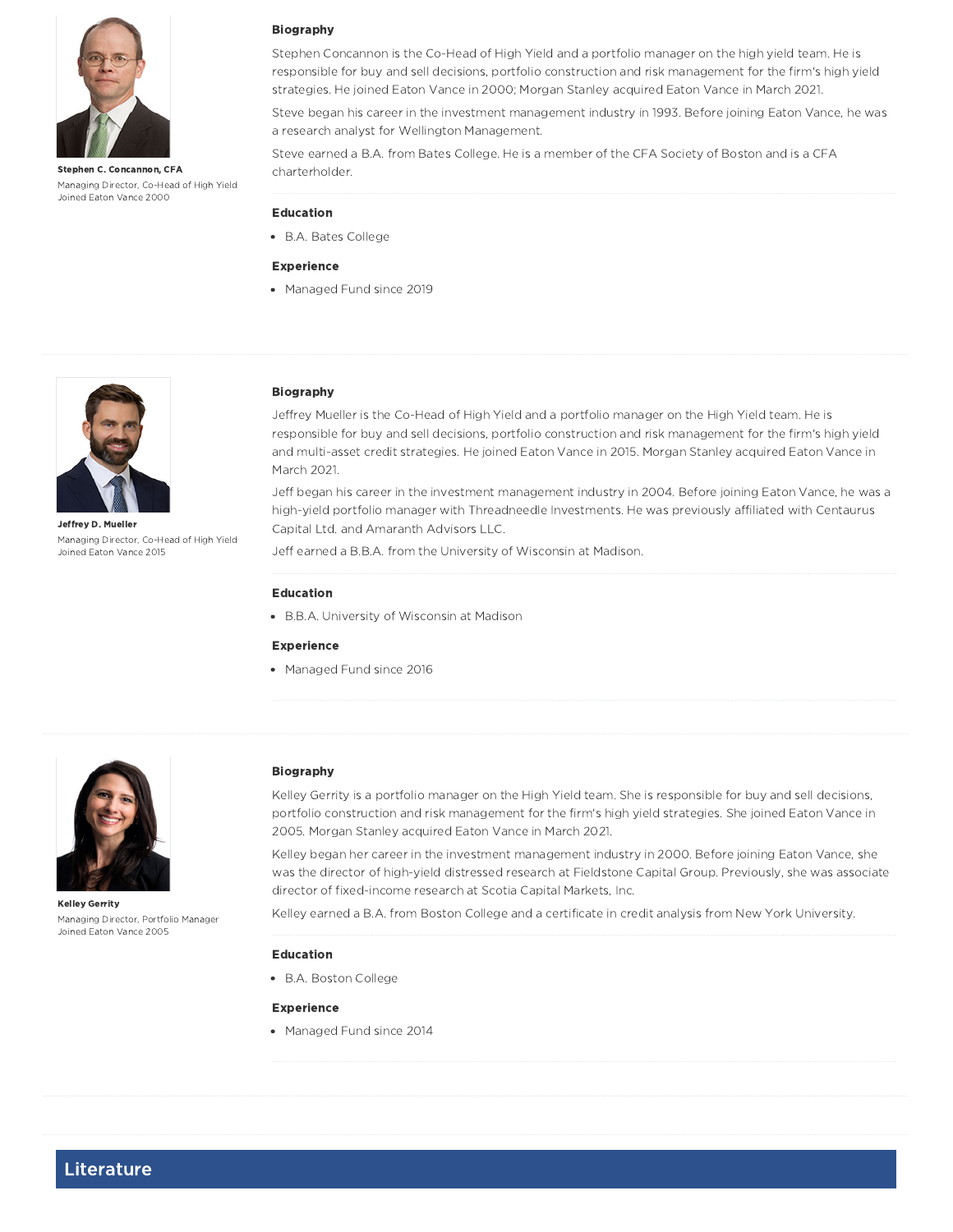**Stephen C. Concannon, CFA**
Managing Director, Co-Head of High Yield
Joined Eaton Vance 2000

### Biography

Stephen Concannon is the Co-Head of High Yield and a portfolio manager on the high yield team. He is responsible for buy and sell decisions, portfolio construction and risk management for the firm's high yield strategies. He joined Eaton Vance in 2000; Morgan Stanley acquired Eaton Vance in March 2021.

Steve began his career in the investment management industry in 1993. Before joining Eaton Vance, he was a research analyst for Wellington Management.

Steve earned a B.A. from Bates College. He is a member of the CFA Society of Boston and is a CFA charterholder.

### Education

- B.A. Bates College

### Experience

- Managed Fund since 2019

---

**Jeffrey D. Mueller**
Managing Director, Co-Head of High Yield
Joined Eaton Vance 2015

### Biography

Jeffrey Mueller is the Co-Head of High Yield and a portfolio manager on the High Yield team. He is responsible for buy and sell decisions, portfolio construction and risk management for the firm's high yield and multi-asset credit strategies. He joined Eaton Vance in 2015. Morgan Stanley acquired Eaton Vance in March 2021.

Jeff began his career in the investment management industry in 2004. Before joining Eaton Vance, he was a high-yield portfolio manager with Threadneedle Investments. He was previously affiliated with Centaurus Capital Ltd. and Amaranth Advisors LLC.

Jeff earned a B.B.A. from the University of Wisconsin at Madison.

### Education

- B.B.A. University of Wisconsin at Madison

### Experience

- Managed Fund since 2016

---

**Kelley Gerrity**
Managing Director, Portfolio Manager
Joined Eaton Vance 2005

### Biography

Kelley Gerrity is a portfolio manager on the High Yield team. She is responsible for buy and sell decisions, portfolio construction and risk management for the firm's high yield strategies. She joined Eaton Vance in 2005. Morgan Stanley acquired Eaton Vance in March 2021.

Kelley began her career in the investment management industry in 2000. Before joining Eaton Vance, she was the director of high-yield distressed research at Fieldstone Capital Group. Previously, she was associate director of fixed-income research at Scotia Capital Markets, Inc.

Kelley earned a B.A. from Boston College and a certificate in credit analysis from New York University.

### Education

- B.A. Boston College

### Experience

- Managed Fund since 2014

---

## Literature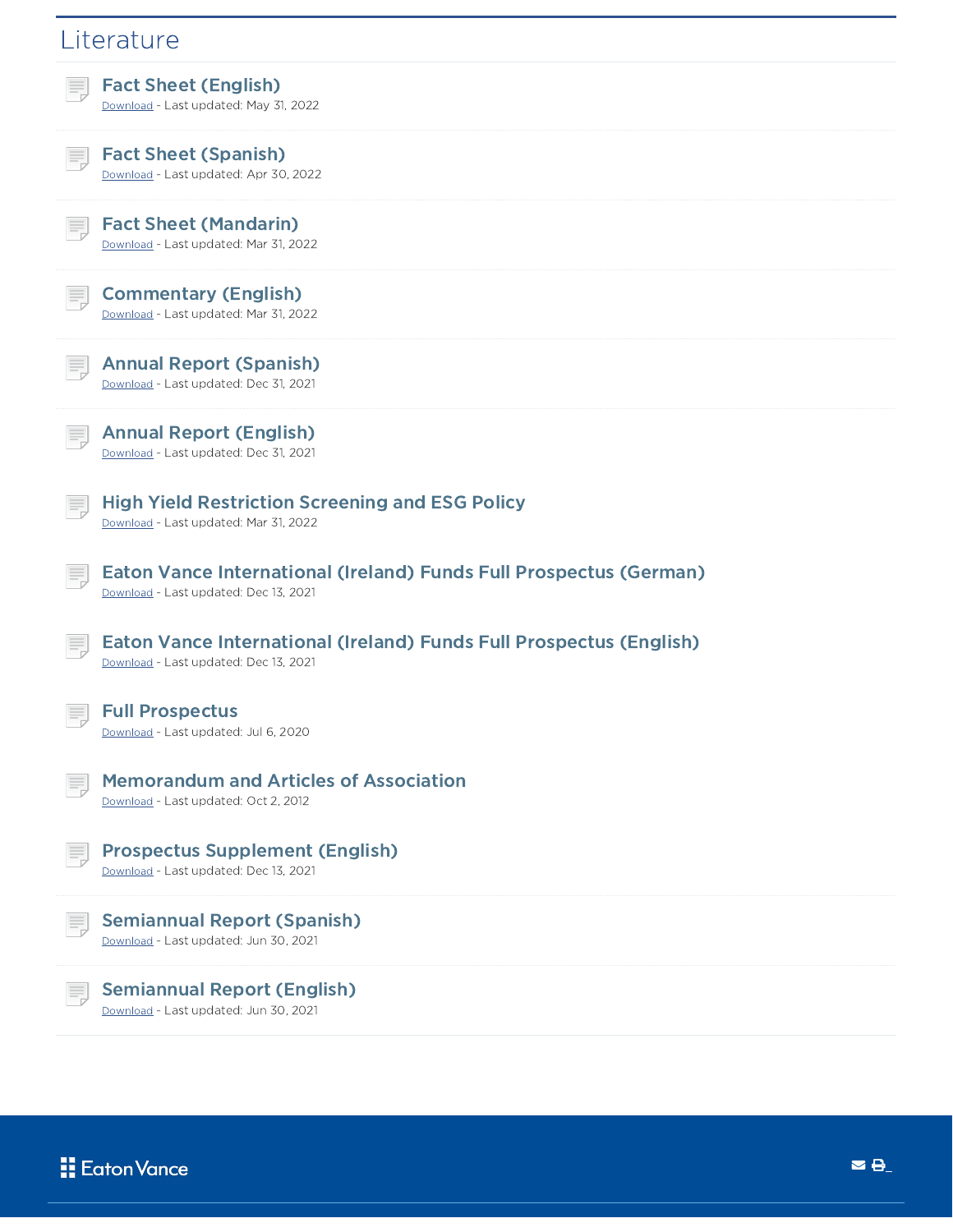## Literature

### Fact Sheet (English)
Download - Last updated: May 31, 2022

### Fact Sheet (Spanish)
Download - Last updated: Apr 30, 2022

### Fact Sheet (Mandarin)
Download - Last updated: Mar 31, 2022

### Commentary (English)
Download - Last updated: Mar 31, 2022

### Annual Report (Spanish)
Download - Last updated: Dec 31, 2021

### Annual Report (English)
Download - Last updated: Dec 31, 2021

### High Yield Restriction Screening and ESG Policy
Download - Last updated: Mar 31, 2022

### Eaton Vance International (Ireland) Funds Full Prospectus (German)
Download - Last updated: Dec 13, 2021

### Eaton Vance International (Ireland) Funds Full Prospectus (English)
Download - Last updated: Dec 13, 2021

### Full Prospectus
Download - Last updated: Jul 6, 2020

### Memorandum and Articles of Association
Download - Last updated: Oct 2, 2012

### Prospectus Supplement (English)
Download - Last updated: Dec 13, 2021

### Semiannual Report (Spanish)
Download - Last updated: Jun 30, 2021

### Semiannual Report (English)
Download - Last updated: Jun 30, 2021

Eaton Vance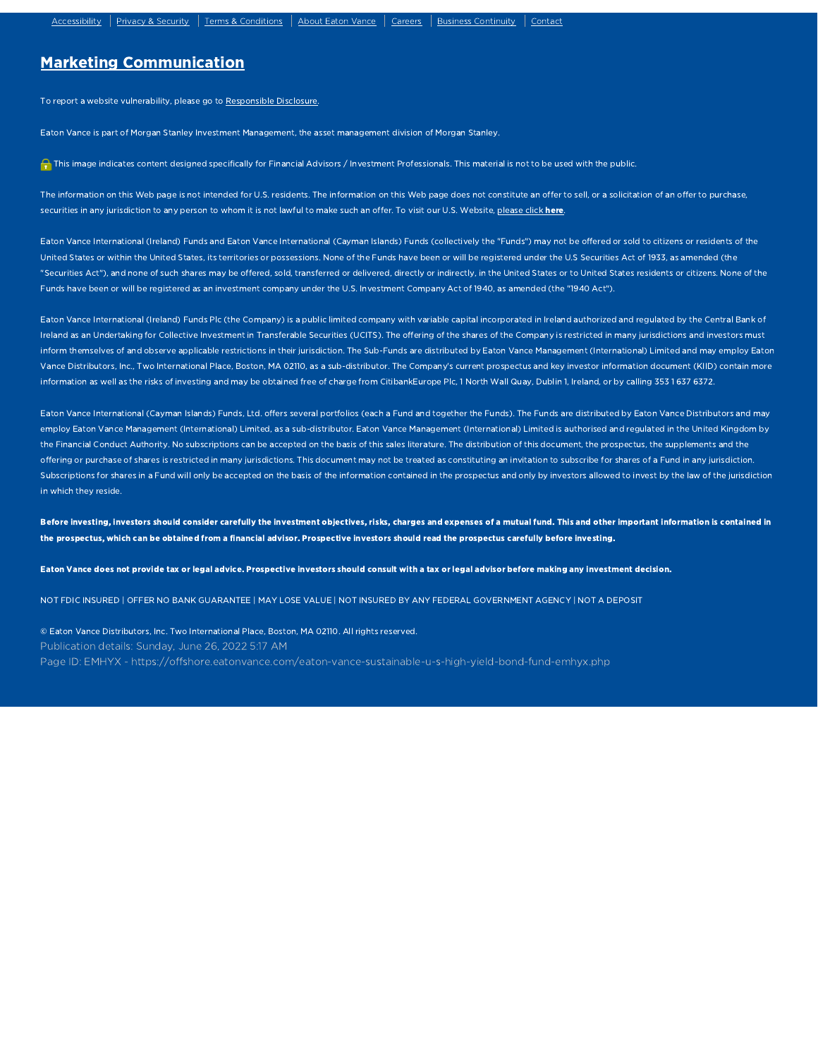Accessibility | Privacy & Security | Terms & Conditions | About Eaton Vance | Careers | Business Continuity | Contact

## Marketing Communication

To report a website vulnerability, please go to Responsible Disclosure.

Eaton Vance is part of Morgan Stanley Investment Management, the asset management division of Morgan Stanley.

This image indicates content designed specifically for Financial Advisors / Investment Professionals. This material is not to be used with the public.

The information on this Web page is not intended for U.S. residents. The information on this Web page does not constitute an offer to sell, or a solicitation of an offer to purchase, securities in any jurisdiction to any person to whom it is not lawful to make such an offer. To visit our U.S. Website, please click **here**.

Eaton Vance International (Ireland) Funds and Eaton Vance International (Cayman Islands) Funds (collectively the "Funds") may not be offered or sold to citizens or residents of the United States or within the United States, its territories or possessions. None of the Funds have been or will be registered under the U.S Securities Act of 1933, as amended (the "Securities Act"), and none of such shares may be offered, sold, transferred or delivered, directly or indirectly, in the United States or to United States residents or citizens. None of the Funds have been or will be registered as an investment company under the U.S. Investment Company Act of 1940, as amended (the "1940 Act").

Eaton Vance International (Ireland) Funds Plc (the Company) is a public limited company with variable capital incorporated in Ireland authorized and regulated by the Central Bank of Ireland as an Undertaking for Collective Investment in Transferable Securities (UCITS). The offering of the shares of the Company is restricted in many jurisdictions and investors must inform themselves of and observe applicable restrictions in their jurisdiction. The Sub-Funds are distributed by Eaton Vance Management (International) Limited and may employ Eaton Vance Distributors, Inc., Two International Place, Boston, MA 02110, as a sub-distributor. The Company's current prospectus and key investor information document (KIID) contain more information as well as the risks of investing and may be obtained free of charge from CitibankEurope Plc, 1 North Wall Quay, Dublin 1, Ireland, or by calling 353 1 637 6372.

Eaton Vance International (Cayman Islands) Funds, Ltd. offers several portfolios (each a Fund and together the Funds). The Funds are distributed by Eaton Vance Distributors and may employ Eaton Vance Management (International) Limited, as a sub-distributor. Eaton Vance Management (International) Limited is authorised and regulated in the United Kingdom by the Financial Conduct Authority. No subscriptions can be accepted on the basis of this sales literature. The distribution of this document, the prospectus, the supplements and the offering or purchase of shares is restricted in many jurisdictions. This document may not be treated as constituting an invitation to subscribe for shares of a Fund in any jurisdiction. Subscriptions for shares in a Fund will only be accepted on the basis of the information contained in the prospectus and only by investors allowed to invest by the law of the jurisdiction in which they reside.

**Before investing, investors should consider carefully the investment objectives, risks, charges and expenses of a mutual fund. This and other important information is contained in the prospectus, which can be obtained from a financial advisor. Prospective investors should read the prospectus carefully before investing.**

**Eaton Vance does not provide tax or legal advice. Prospective investors should consult with a tax or legal advisor before making any investment decision.**

NOT FDIC INSURED | OFFER NO BANK GUARANTEE | MAY LOSE VALUE | NOT INSURED BY ANY FEDERAL GOVERNMENT AGENCY | NOT A DEPOSIT

© Eaton Vance Distributors, Inc. Two International Place, Boston, MA 02110. All rights reserved.
Publication details: Sunday, June 26, 2022 5:17 AM
Page ID: EMHYX - https://offshore.eatonvance.com/eaton-vance-sustainable-u-s-high-yield-bond-fund-emhyx.php